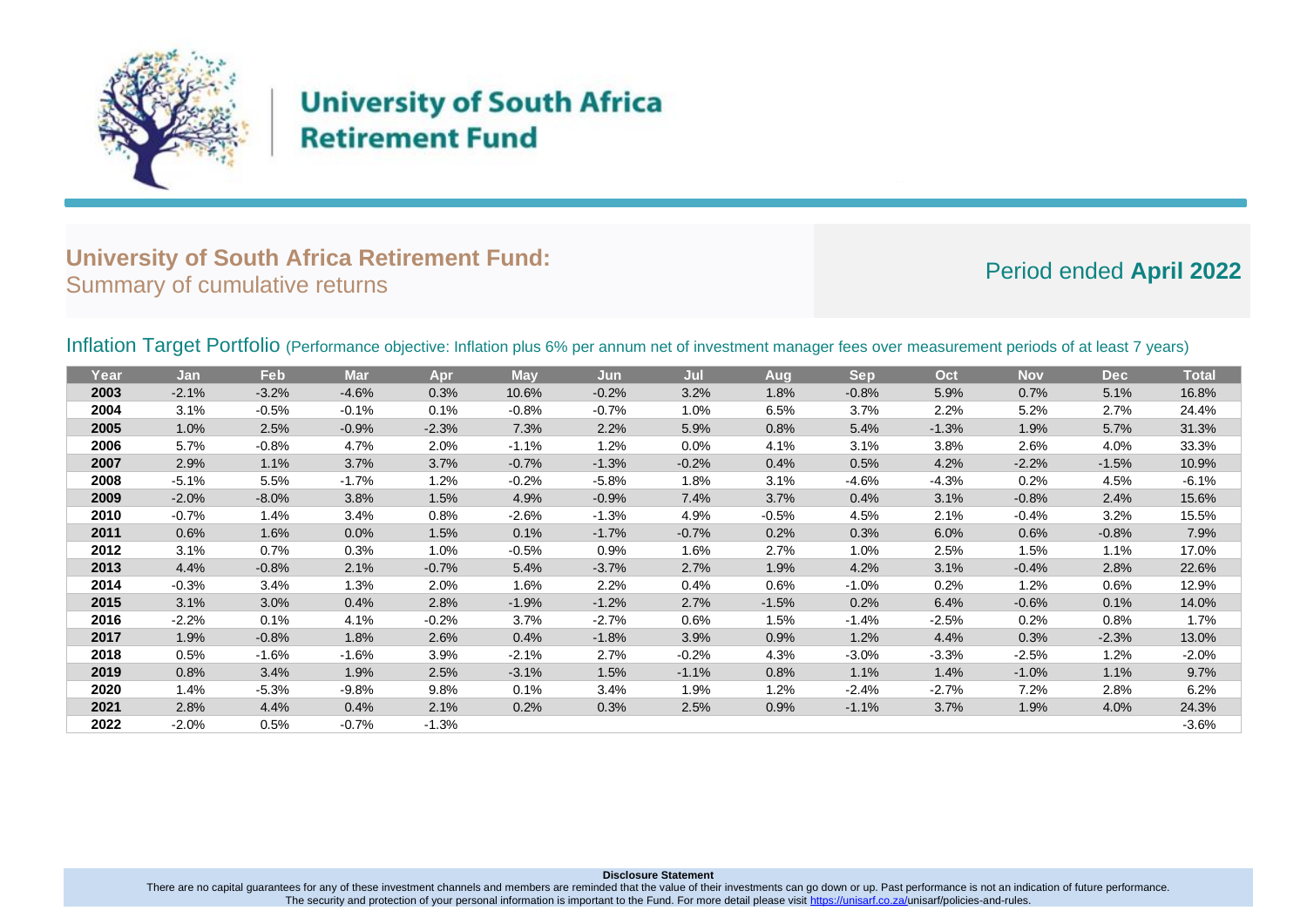# University of South Africa Retirement Fund

## University of South Africa Retirement Fund:
Summary of cumulative returns

Period ended **April 2022**

### Inflation Target Portfolio (Performance objective: Inflation plus 6% per annum net of investment manager fees over measurement periods of at least 7 years)

| Year | Jan | Feb | Mar | Apr | May | Jun | Jul | Aug | Sep | Oct | Nov | Dec | Total |
|---|---|---|---|---|---|---|---|---|---|---|---|---|---|
| **2003** | -2.1% | -3.2% | -4.6% | 0.3% | 10.6% | -0.2% | 3.2% | 1.8% | -0.8% | 5.9% | 0.7% | 5.1% | 16.8% |
| **2004** | 3.1% | -0.5% | -0.1% | 0.1% | -0.8% | -0.7% | 1.0% | 6.5% | 3.7% | 2.2% | 5.2% | 2.7% | 24.4% |
| **2005** | 1.0% | 2.5% | -0.9% | -2.3% | 7.3% | 2.2% | 5.9% | 0.8% | 5.4% | -1.3% | 1.9% | 5.7% | 31.3% |
| **2006** | 5.7% | -0.8% | 4.7% | 2.0% | -1.1% | 1.2% | 0.0% | 4.1% | 3.1% | 3.8% | 2.6% | 4.0% | 33.3% |
| **2007** | 2.9% | 1.1% | 3.7% | 3.7% | -0.7% | -1.3% | -0.2% | 0.4% | 0.5% | 4.2% | -2.2% | -1.5% | 10.9% |
| **2008** | -5.1% | 5.5% | -1.7% | 1.2% | -0.2% | -5.8% | 1.8% | 3.1% | -4.6% | -4.3% | 0.2% | 4.5% | -6.1% |
| **2009** | -2.0% | -8.0% | 3.8% | 1.5% | 4.9% | -0.9% | 7.4% | 3.7% | 0.4% | 3.1% | -0.8% | 2.4% | 15.6% |
| **2010** | -0.7% | 1.4% | 3.4% | 0.8% | -2.6% | -1.3% | 4.9% | -0.5% | 4.5% | 2.1% | -0.4% | 3.2% | 15.5% |
| **2011** | 0.6% | 1.6% | 0.0% | 1.5% | 0.1% | -1.7% | -0.7% | 0.2% | 0.3% | 6.0% | 0.6% | -0.8% | 7.9% |
| **2012** | 3.1% | 0.7% | 0.3% | 1.0% | -0.5% | 0.9% | 1.6% | 2.7% | 1.0% | 2.5% | 1.5% | 1.1% | 17.0% |
| **2013** | 4.4% | -0.8% | 2.1% | -0.7% | 5.4% | -3.7% | 2.7% | 1.9% | 4.2% | 3.1% | -0.4% | 2.8% | 22.6% |
| **2014** | -0.3% | 3.4% | 1.3% | 2.0% | 1.6% | 2.2% | 0.4% | 0.6% | -1.0% | 0.2% | 1.2% | 0.6% | 12.9% |
| **2015** | 3.1% | 3.0% | 0.4% | 2.8% | -1.9% | -1.2% | 2.7% | -1.5% | 0.2% | 6.4% | -0.6% | 0.1% | 14.0% |
| **2016** | -2.2% | 0.1% | 4.1% | -0.2% | 3.7% | -2.7% | 0.6% | 1.5% | -1.4% | -2.5% | 0.2% | 0.8% | 1.7% |
| **2017** | 1.9% | -0.8% | 1.8% | 2.6% | 0.4% | -1.8% | 3.9% | 0.9% | 1.2% | 4.4% | 0.3% | -2.3% | 13.0% |
| **2018** | 0.5% | -1.6% | -1.6% | 3.9% | -2.1% | 2.7% | -0.2% | 4.3% | -3.0% | -3.3% | -2.5% | 1.2% | -2.0% |
| **2019** | 0.8% | 3.4% | 1.9% | 2.5% | -3.1% | 1.5% | -1.1% | 0.8% | 1.1% | 1.4% | -1.0% | 1.1% | 9.7% |
| **2020** | 1.4% | -5.3% | -9.8% | 9.8% | 0.1% | 3.4% | 1.9% | 1.2% | -2.4% | -2.7% | 7.2% | 2.8% | 6.2% |
| **2021** | 2.8% | 4.4% | 0.4% | 2.1% | 0.2% | 0.3% | 2.5% | 0.9% | -1.1% | 3.7% | 1.9% | 4.0% | 24.3% |
| **2022** | -2.0% | 0.5% | -0.7% | -1.3% | | | | | | | | | -3.6% |

**Disclosure Statement**

There are no capital guarantees for any of these investment channels and members are reminded that the value of their investments can go down or up. Past performance is not an indication of future performance.
The security and protection of your personal information is important to the Fund. For more detail please visit https://unisarf.co.za/unisarf/policies-and-rules.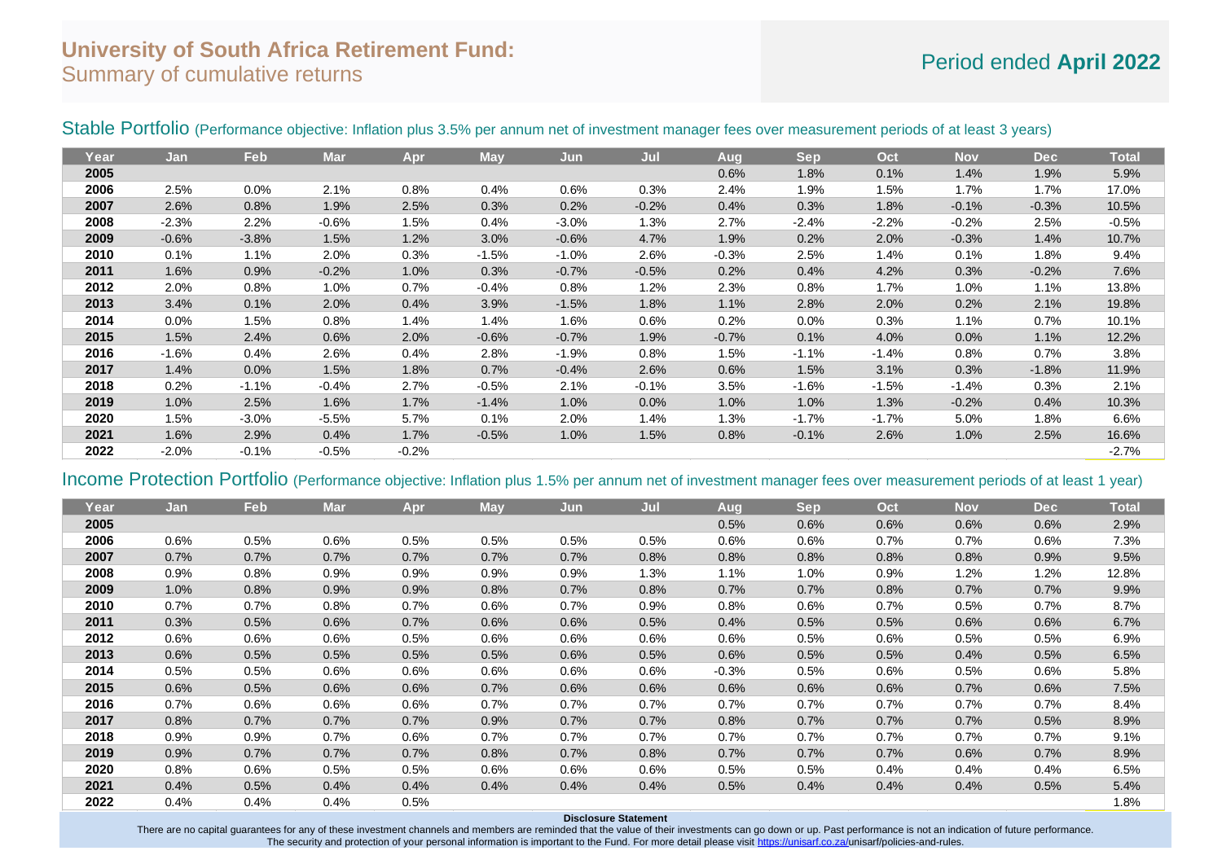# University of South Africa Retirement Fund:
## Summary of cumulative returns

Period ended **April 2022**

### Stable Portfolio (Performance objective: Inflation plus 3.5% per annum net of investment manager fees over measurement periods of at least 3 years)

| Year | Jan | Feb | Mar | Apr | May | Jun | Jul | Aug | Sep | Oct | Nov | Dec | Total |
|---|---|---|---|---|---|---|---|---|---|---|---|---|---|
| **2005** | | | | | | | | 0.6% | 1.8% | 0.1% | 1.4% | 1.9% | 5.9% |
| **2006** | 2.5% | 0.0% | 2.1% | 0.8% | 0.4% | 0.6% | 0.3% | 2.4% | 1.9% | 1.5% | 1.7% | 1.7% | 17.0% |
| **2007** | 2.6% | 0.8% | 1.9% | 2.5% | 0.3% | 0.2% | -0.2% | 0.4% | 0.3% | 1.8% | -0.1% | -0.3% | 10.5% |
| **2008** | -2.3% | 2.2% | -0.6% | 1.5% | 0.4% | -3.0% | 1.3% | 2.7% | -2.4% | -2.2% | -0.2% | 2.5% | -0.5% |
| **2009** | -0.6% | -3.8% | 1.5% | 1.2% | 3.0% | -0.6% | 4.7% | 1.9% | 0.2% | 2.0% | -0.3% | 1.4% | 10.7% |
| **2010** | 0.1% | 1.1% | 2.0% | 0.3% | -1.5% | -1.0% | 2.6% | -0.3% | 2.5% | 1.4% | 0.1% | 1.8% | 9.4% |
| **2011** | 1.6% | 0.9% | -0.2% | 1.0% | 0.3% | -0.7% | -0.5% | 0.2% | 0.4% | 4.2% | 0.3% | -0.2% | 7.6% |
| **2012** | 2.0% | 0.8% | 1.0% | 0.7% | -0.4% | 0.8% | 1.2% | 2.3% | 0.8% | 1.7% | 1.0% | 1.1% | 13.8% |
| **2013** | 3.4% | 0.1% | 2.0% | 0.4% | 3.9% | -1.5% | 1.8% | 1.1% | 2.8% | 2.0% | 0.2% | 2.1% | 19.8% |
| **2014** | 0.0% | 1.5% | 0.8% | 1.4% | 1.4% | 1.6% | 0.6% | 0.2% | 0.0% | 0.3% | 1.1% | 0.7% | 10.1% |
| **2015** | 1.5% | 2.4% | 0.6% | 2.0% | -0.6% | -0.7% | 1.9% | -0.7% | 0.1% | 4.0% | 0.0% | 1.1% | 12.2% |
| **2016** | -1.6% | 0.4% | 2.6% | 0.4% | 2.8% | -1.9% | 0.8% | 1.5% | -1.1% | -1.4% | 0.8% | 0.7% | 3.8% |
| **2017** | 1.4% | 0.0% | 1.5% | 1.8% | 0.7% | -0.4% | 2.6% | 0.6% | 1.5% | 3.1% | 0.3% | -1.8% | 11.9% |
| **2018** | 0.2% | -1.1% | -0.4% | 2.7% | -0.5% | 2.1% | -0.1% | 3.5% | -1.6% | -1.5% | -1.4% | 0.3% | 2.1% |
| **2019** | 1.0% | 2.5% | 1.6% | 1.7% | -1.4% | 1.0% | 0.0% | 1.0% | 1.0% | 1.3% | -0.2% | 0.4% | 10.3% |
| **2020** | 1.5% | -3.0% | -5.5% | 5.7% | 0.1% | 2.0% | 1.4% | 1.3% | -1.7% | -1.7% | 5.0% | 1.8% | 6.6% |
| **2021** | 1.6% | 2.9% | 0.4% | 1.7% | -0.5% | 1.0% | 1.5% | 0.8% | -0.1% | 2.6% | 1.0% | 2.5% | 16.6% |
| **2022** | -2.0% | -0.1% | -0.5% | -0.2% | | | | | | | | | -2.7% |

### Income Protection Portfolio (Performance objective: Inflation plus 1.5% per annum net of investment manager fees over measurement periods of at least 1 year)

| Year | Jan | Feb | Mar | Apr | May | Jun | Jul | Aug | Sep | Oct | Nov | Dec | Total |
|---|---|---|---|---|---|---|---|---|---|---|---|---|---|
| **2005** | | | | | | | | 0.5% | 0.6% | 0.6% | 0.6% | 0.6% | 2.9% |
| **2006** | 0.6% | 0.5% | 0.6% | 0.5% | 0.5% | 0.5% | 0.5% | 0.6% | 0.6% | 0.7% | 0.7% | 0.6% | 7.3% |
| **2007** | 0.7% | 0.7% | 0.7% | 0.7% | 0.7% | 0.7% | 0.8% | 0.8% | 0.8% | 0.8% | 0.8% | 0.9% | 9.5% |
| **2008** | 0.9% | 0.8% | 0.9% | 0.9% | 0.9% | 0.9% | 1.3% | 1.1% | 1.0% | 0.9% | 1.2% | 1.2% | 12.8% |
| **2009** | 1.0% | 0.8% | 0.9% | 0.9% | 0.8% | 0.7% | 0.8% | 0.7% | 0.7% | 0.8% | 0.7% | 0.7% | 9.9% |
| **2010** | 0.7% | 0.7% | 0.8% | 0.7% | 0.6% | 0.7% | 0.9% | 0.8% | 0.6% | 0.7% | 0.5% | 0.7% | 8.7% |
| **2011** | 0.3% | 0.5% | 0.6% | 0.7% | 0.6% | 0.6% | 0.5% | 0.4% | 0.5% | 0.5% | 0.6% | 0.6% | 6.7% |
| **2012** | 0.6% | 0.6% | 0.6% | 0.5% | 0.6% | 0.6% | 0.6% | 0.6% | 0.5% | 0.6% | 0.5% | 0.5% | 6.9% |
| **2013** | 0.6% | 0.5% | 0.5% | 0.5% | 0.5% | 0.6% | 0.5% | 0.6% | 0.5% | 0.5% | 0.4% | 0.5% | 6.5% |
| **2014** | 0.5% | 0.5% | 0.6% | 0.6% | 0.6% | 0.6% | 0.6% | -0.3% | 0.5% | 0.6% | 0.5% | 0.6% | 5.8% |
| **2015** | 0.6% | 0.5% | 0.6% | 0.6% | 0.7% | 0.6% | 0.6% | 0.6% | 0.6% | 0.6% | 0.7% | 0.6% | 7.5% |
| **2016** | 0.7% | 0.6% | 0.6% | 0.6% | 0.7% | 0.7% | 0.7% | 0.7% | 0.7% | 0.7% | 0.7% | 0.7% | 8.4% |
| **2017** | 0.8% | 0.7% | 0.7% | 0.7% | 0.9% | 0.7% | 0.7% | 0.8% | 0.7% | 0.7% | 0.7% | 0.5% | 8.9% |
| **2018** | 0.9% | 0.9% | 0.7% | 0.6% | 0.7% | 0.7% | 0.7% | 0.7% | 0.7% | 0.7% | 0.7% | 0.7% | 9.1% |
| **2019** | 0.9% | 0.7% | 0.7% | 0.7% | 0.8% | 0.7% | 0.8% | 0.7% | 0.7% | 0.7% | 0.6% | 0.7% | 8.9% |
| **2020** | 0.8% | 0.6% | 0.5% | 0.5% | 0.6% | 0.6% | 0.6% | 0.5% | 0.5% | 0.4% | 0.4% | 0.4% | 6.5% |
| **2021** | 0.4% | 0.5% | 0.4% | 0.4% | 0.4% | 0.4% | 0.4% | 0.5% | 0.4% | 0.4% | 0.4% | 0.5% | 5.4% |
| **2022** | 0.4% | 0.4% | 0.4% | 0.5% | | | | | | | | | 1.8% |

**Disclosure Statement**

There are no capital guarantees for any of these investment channels and members are reminded that the value of their investments can go down or up. Past performance is not an indication of future performance.
The security and protection of your personal information is important to the Fund. For more detail please visit https://unisarf.co.za/unisarf/policies-and-rules.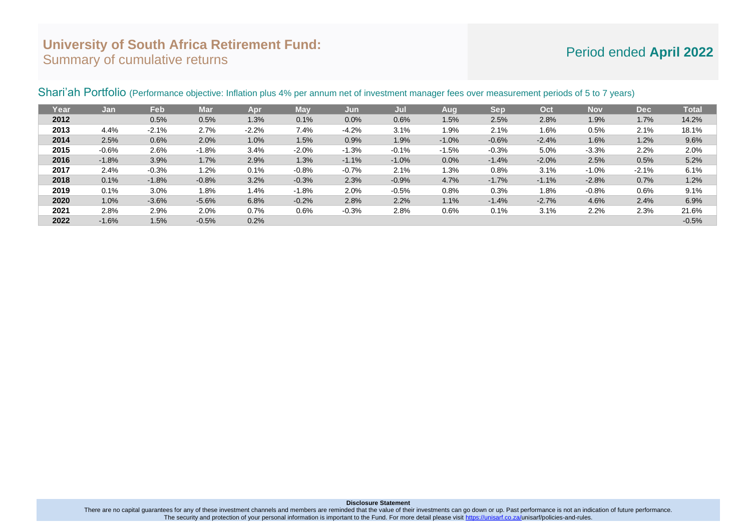# University of South Africa Retirement Fund:
## Summary of cumulative returns

Period ended **April 2022**

Shari'ah Portfolio (Performance objective: Inflation plus 4% per annum net of investment manager fees over measurement periods of 5 to 7 years)

| Year | Jan | Feb | Mar | Apr | May | Jun | Jul | Aug | Sep | Oct | Nov | Dec | Total |
|---|---|---|---|---|---|---|---|---|---|---|---|---|---|
| **2012** | | 0.5% | 0.5% | 1.3% | 0.1% | 0.0% | 0.6% | 1.5% | 2.5% | 2.8% | 1.9% | 1.7% | 14.2% |
| **2013** | 4.4% | -2.1% | 2.7% | -2.2% | 7.4% | -4.2% | 3.1% | 1.9% | 2.1% | 1.6% | 0.5% | 2.1% | 18.1% |
| **2014** | 2.5% | 0.6% | 2.0% | 1.0% | 1.5% | 0.9% | 1.9% | -1.0% | -0.6% | -2.4% | 1.6% | 1.2% | 9.6% |
| **2015** | -0.6% | 2.6% | -1.8% | 3.4% | -2.0% | -1.3% | -0.1% | -1.5% | -0.3% | 5.0% | -3.3% | 2.2% | 2.0% |
| **2016** | -1.8% | 3.9% | 1.7% | 2.9% | 1.3% | -1.1% | -1.0% | 0.0% | -1.4% | -2.0% | 2.5% | 0.5% | 5.2% |
| **2017** | 2.4% | -0.3% | 1.2% | 0.1% | -0.8% | -0.7% | 2.1% | 1.3% | 0.8% | 3.1% | -1.0% | -2.1% | 6.1% |
| **2018** | 0.1% | -1.8% | -0.8% | 3.2% | -0.3% | 2.3% | -0.9% | 4.7% | -1.7% | -1.1% | -2.8% | 0.7% | 1.2% |
| **2019** | 0.1% | 3.0% | 1.8% | 1.4% | -1.8% | 2.0% | -0.5% | 0.8% | 0.3% | 1.8% | -0.8% | 0.6% | 9.1% |
| **2020** | 1.0% | -3.6% | -5.6% | 6.8% | -0.2% | 2.8% | 2.2% | 1.1% | -1.4% | -2.7% | 4.6% | 2.4% | 6.9% |
| **2021** | 2.8% | 2.9% | 2.0% | 0.7% | 0.6% | -0.3% | 2.8% | 0.6% | 0.1% | 3.1% | 2.2% | 2.3% | 21.6% |
| **2022** | -1.6% | 1.5% | -0.5% | 0.2% | | | | | | | | | -0.5% |

**Disclosure Statement**

There are no capital guarantees for any of these investment channels and members are reminded that the value of their investments can go down or up. Past performance is not an indication of future performance.
The security and protection of your personal information is important to the Fund. For more detail please visit https://unisarf.co.za/unisarf/policies-and-rules.